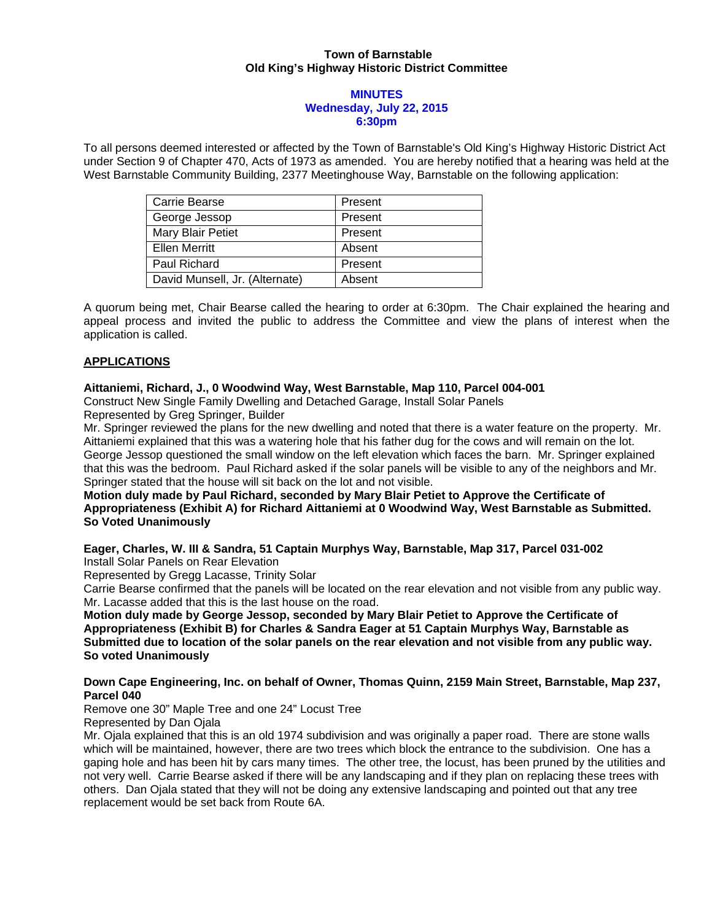**Town of Barnstable**
**Old King's Highway Historic District Committee**

**MINUTES**
**Wednesday, July 22, 2015**
**6:30pm**

To all persons deemed interested or affected by the Town of Barnstable's Old King's Highway Historic District Act under Section 9 of Chapter 470, Acts of 1973 as amended. You are hereby notified that a hearing was held at the West Barnstable Community Building, 2377 Meetinghouse Way, Barnstable on the following application:

| | |
|---|---|
| Carrie Bearse | Present |
| George Jessop | Present |
| Mary Blair Petiet | Present |
| Ellen Merritt | Absent |
| Paul Richard | Present |
| David Munsell, Jr. (Alternate) | Absent |

A quorum being met, Chair Bearse called the hearing to order at 6:30pm. The Chair explained the hearing and appeal process and invited the public to address the Committee and view the plans of interest when the application is called.

**APPLICATIONS**

**Aittaniemi, Richard, J., 0 Woodwind Way, West Barnstable, Map 110, Parcel 004-001**
Construct New Single Family Dwelling and Detached Garage, Install Solar Panels
Represented by Greg Springer, Builder
Mr. Springer reviewed the plans for the new dwelling and noted that there is a water feature on the property. Mr. Aittaniemi explained that this was a watering hole that his father dug for the cows and will remain on the lot. George Jessop questioned the small window on the left elevation which faces the barn. Mr. Springer explained that this was the bedroom. Paul Richard asked if the solar panels will be visible to any of the neighbors and Mr. Springer stated that the house will sit back on the lot and not visible.
**Motion duly made by Paul Richard, seconded by Mary Blair Petiet to Approve the Certificate of Appropriateness (Exhibit A) for Richard Aittaniemi at 0 Woodwind Way, West Barnstable as Submitted. So Voted Unanimously**

**Eager, Charles, W. III & Sandra, 51 Captain Murphys Way, Barnstable, Map 317, Parcel 031-002**
Install Solar Panels on Rear Elevation
Represented by Gregg Lacasse, Trinity Solar
Carrie Bearse confirmed that the panels will be located on the rear elevation and not visible from any public way. Mr. Lacasse added that this is the last house on the road.
**Motion duly made by George Jessop, seconded by Mary Blair Petiet to Approve the Certificate of Appropriateness (Exhibit B) for Charles & Sandra Eager at 51 Captain Murphys Way, Barnstable as Submitted due to location of the solar panels on the rear elevation and not visible from any public way. So voted Unanimously**

**Down Cape Engineering, Inc. on behalf of Owner, Thomas Quinn, 2159 Main Street, Barnstable, Map 237, Parcel 040**
Remove one 30" Maple Tree and one 24" Locust Tree
Represented by Dan Ojala
Mr. Ojala explained that this is an old 1974 subdivision and was originally a paper road. There are stone walls which will be maintained, however, there are two trees which block the entrance to the subdivision. One has a gaping hole and has been hit by cars many times. The other tree, the locust, has been pruned by the utilities and not very well. Carrie Bearse asked if there will be any landscaping and if they plan on replacing these trees with others. Dan Ojala stated that they will not be doing any extensive landscaping and pointed out that any tree replacement would be set back from Route 6A.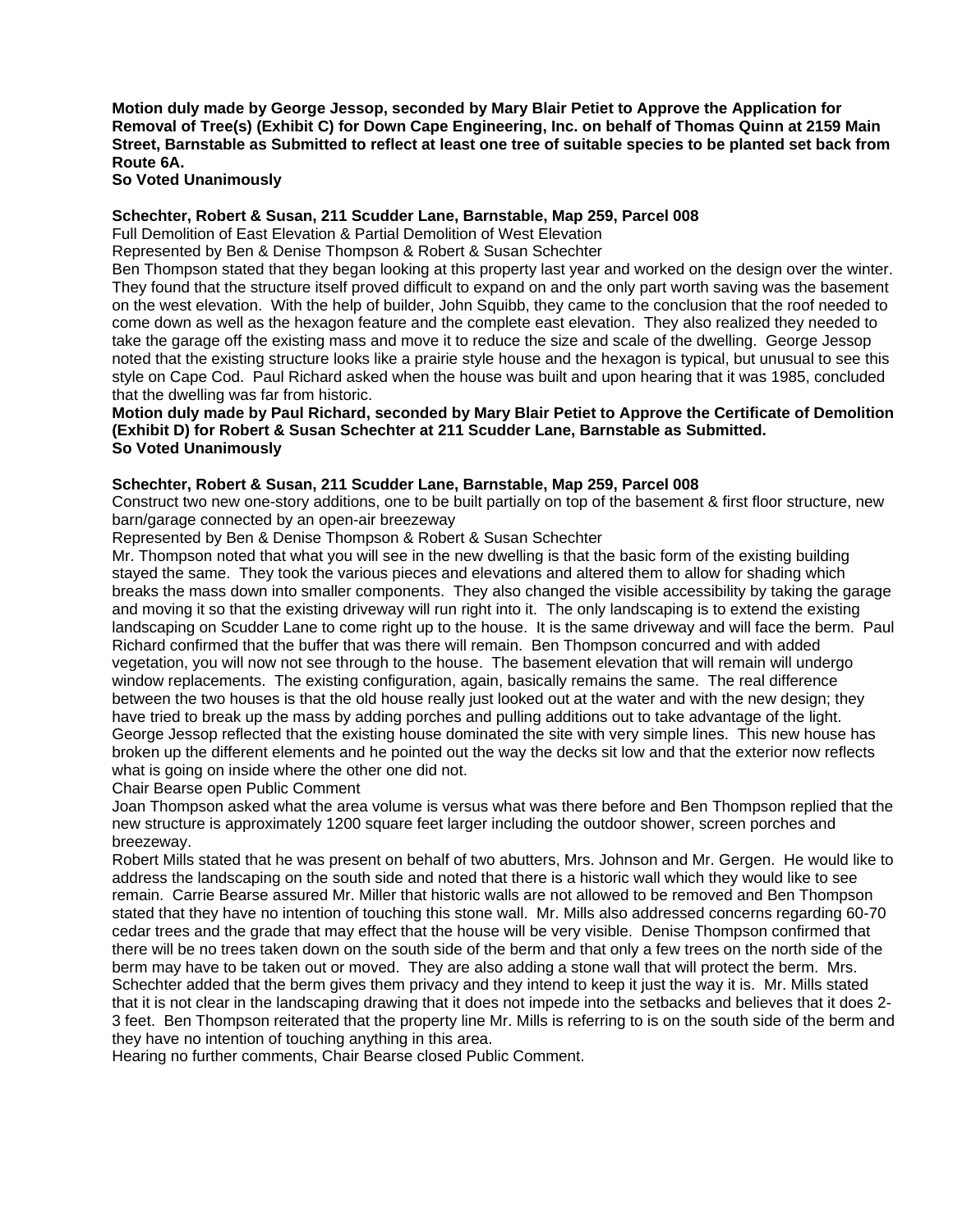**Motion duly made by George Jessop, seconded by Mary Blair Petiet to Approve the Application for Removal of Tree(s) (Exhibit C) for Down Cape Engineering, Inc. on behalf of Thomas Quinn at 2159 Main Street, Barnstable as Submitted to reflect at least one tree of suitable species to be planted set back from Route 6A.**
**So Voted Unanimously**

**Schechter, Robert & Susan, 211 Scudder Lane, Barnstable, Map 259, Parcel 008**
Full Demolition of East Elevation & Partial Demolition of West Elevation
Represented by Ben & Denise Thompson & Robert & Susan Schechter
Ben Thompson stated that they began looking at this property last year and worked on the design over the winter. They found that the structure itself proved difficult to expand on and the only part worth saving was the basement on the west elevation. With the help of builder, John Squibb, they came to the conclusion that the roof needed to come down as well as the hexagon feature and the complete east elevation. They also realized they needed to take the garage off the existing mass and move it to reduce the size and scale of the dwelling. George Jessop noted that the existing structure looks like a prairie style house and the hexagon is typical, but unusual to see this style on Cape Cod. Paul Richard asked when the house was built and upon hearing that it was 1985, concluded that the dwelling was far from historic.
**Motion duly made by Paul Richard, seconded by Mary Blair Petiet to Approve the Certificate of Demolition (Exhibit D) for Robert & Susan Schechter at 211 Scudder Lane, Barnstable as Submitted.**
**So Voted Unanimously**

**Schechter, Robert & Susan, 211 Scudder Lane, Barnstable, Map 259, Parcel 008**
Construct two new one-story additions, one to be built partially on top of the basement & first floor structure, new barn/garage connected by an open-air breezeway
Represented by Ben & Denise Thompson & Robert & Susan Schechter
Mr. Thompson noted that what you will see in the new dwelling is that the basic form of the existing building stayed the same. They took the various pieces and elevations and altered them to allow for shading which breaks the mass down into smaller components. They also changed the visible accessibility by taking the garage and moving it so that the existing driveway will run right into it. The only landscaping is to extend the existing landscaping on Scudder Lane to come right up to the house. It is the same driveway and will face the berm. Paul Richard confirmed that the buffer that was there will remain. Ben Thompson concurred and with added vegetation, you will now not see through to the house. The basement elevation that will remain will undergo window replacements. The existing configuration, again, basically remains the same. The real difference between the two houses is that the old house really just looked out at the water and with the new design; they have tried to break up the mass by adding porches and pulling additions out to take advantage of the light. George Jessop reflected that the existing house dominated the site with very simple lines. This new house has broken up the different elements and he pointed out the way the decks sit low and that the exterior now reflects what is going on inside where the other one did not.
Chair Bearse open Public Comment
Joan Thompson asked what the area volume is versus what was there before and Ben Thompson replied that the new structure is approximately 1200 square feet larger including the outdoor shower, screen porches and breezeway.
Robert Mills stated that he was present on behalf of two abutters, Mrs. Johnson and Mr. Gergen. He would like to address the landscaping on the south side and noted that there is a historic wall which they would like to see remain. Carrie Bearse assured Mr. Miller that historic walls are not allowed to be removed and Ben Thompson stated that they have no intention of touching this stone wall. Mr. Mills also addressed concerns regarding 60-70 cedar trees and the grade that may effect that the house will be very visible. Denise Thompson confirmed that there will be no trees taken down on the south side of the berm and that only a few trees on the north side of the berm may have to be taken out or moved. They are also adding a stone wall that will protect the berm. Mrs. Schechter added that the berm gives them privacy and they intend to keep it just the way it is. Mr. Mills stated that it is not clear in the landscaping drawing that it does not impede into the setbacks and believes that it does 2-3 feet. Ben Thompson reiterated that the property line Mr. Mills is referring to is on the south side of the berm and they have no intention of touching anything in this area.
Hearing no further comments, Chair Bearse closed Public Comment.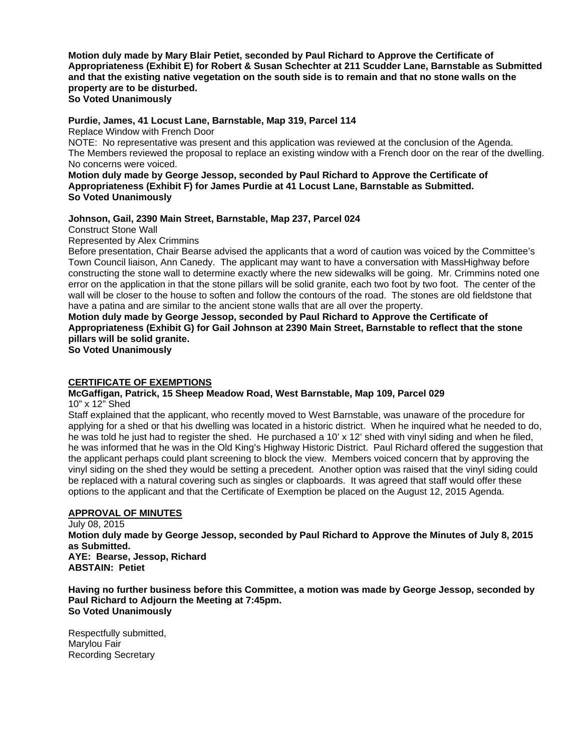**Motion duly made by Mary Blair Petiet, seconded by Paul Richard to Approve the Certificate of Appropriateness (Exhibit E) for Robert & Susan Schechter at 211 Scudder Lane, Barnstable as Submitted and that the existing native vegetation on the south side is to remain and that no stone walls on the property are to be disturbed.**
**So Voted Unanimously**

**Purdie, James, 41 Locust Lane, Barnstable, Map 319, Parcel 114**
Replace Window with French Door
NOTE: No representative was present and this application was reviewed at the conclusion of the Agenda.
The Members reviewed the proposal to replace an existing window with a French door on the rear of the dwelling. No concerns were voiced.
**Motion duly made by George Jessop, seconded by Paul Richard to Approve the Certificate of Appropriateness (Exhibit F) for James Purdie at 41 Locust Lane, Barnstable as Submitted.**
**So Voted Unanimously**

**Johnson, Gail, 2390 Main Street, Barnstable, Map 237, Parcel 024**
Construct Stone Wall
Represented by Alex Crimmins
Before presentation, Chair Bearse advised the applicants that a word of caution was voiced by the Committee's Town Council liaison, Ann Canedy. The applicant may want to have a conversation with MassHighway before constructing the stone wall to determine exactly where the new sidewalks will be going. Mr. Crimmins noted one error on the application in that the stone pillars will be solid granite, each two foot by two foot. The center of the wall will be closer to the house to soften and follow the contours of the road. The stones are old fieldstone that have a patina and are similar to the ancient stone walls that are all over the property.
**Motion duly made by George Jessop, seconded by Paul Richard to Approve the Certificate of Appropriateness (Exhibit G) for Gail Johnson at 2390 Main Street, Barnstable to reflect that the stone pillars will be solid granite.**
**So Voted Unanimously**

**CERTIFICATE OF EXEMPTIONS**

**McGaffigan, Patrick, 15 Sheep Meadow Road, West Barnstable, Map 109, Parcel 029**
10" x 12" Shed
Staff explained that the applicant, who recently moved to West Barnstable, was unaware of the procedure for applying for a shed or that his dwelling was located in a historic district. When he inquired what he needed to do, he was told he just had to register the shed. He purchased a 10' x 12' shed with vinyl siding and when he filed, he was informed that he was in the Old King's Highway Historic District. Paul Richard offered the suggestion that the applicant perhaps could plant screening to block the view. Members voiced concern that by approving the vinyl siding on the shed they would be setting a precedent. Another option was raised that the vinyl siding could be replaced with a natural covering such as singles or clapboards. It was agreed that staff would offer these options to the applicant and that the Certificate of Exemption be placed on the August 12, 2015 Agenda.

**APPROVAL OF MINUTES**

July 08, 2015
**Motion duly made by George Jessop, seconded by Paul Richard to Approve the Minutes of July 8, 2015 as Submitted.**
**AYE: Bearse, Jessop, Richard**
**ABSTAIN: Petiet**

**Having no further business before this Committee, a motion was made by George Jessop, seconded by Paul Richard to Adjourn the Meeting at 7:45pm.**
**So Voted Unanimously**

Respectfully submitted,
Marylou Fair
Recording Secretary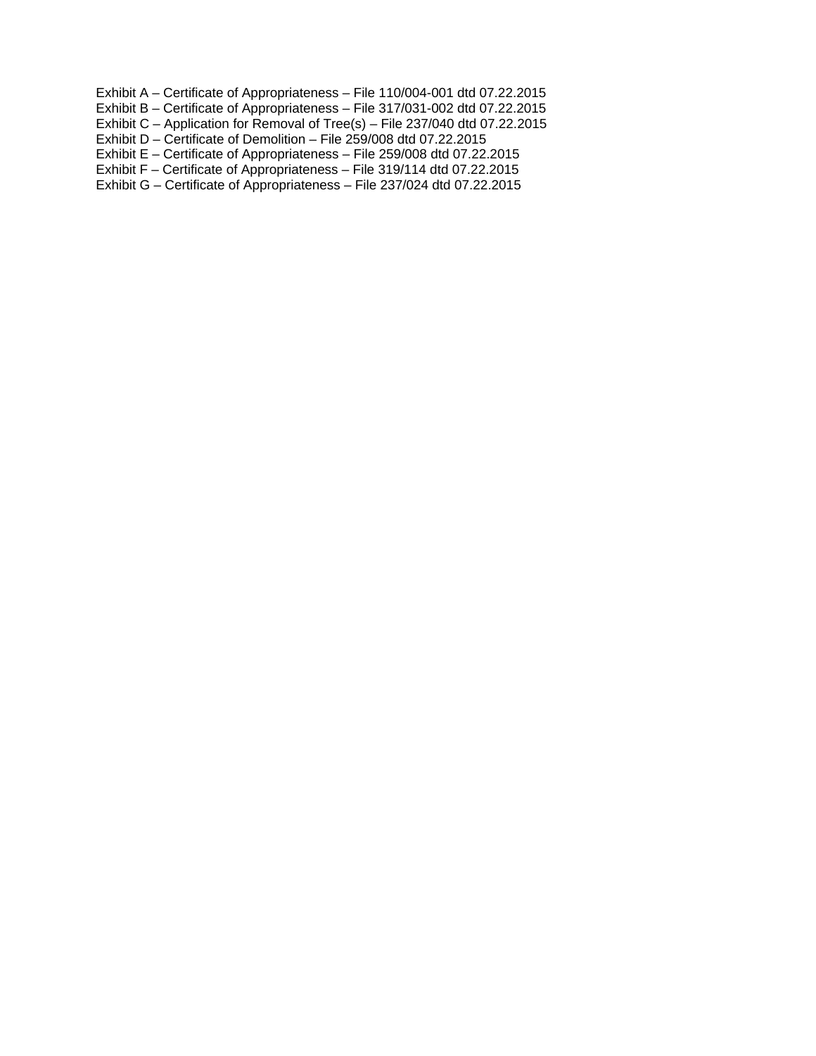Exhibit A – Certificate of Appropriateness – File 110/004-001 dtd 07.22.2015
Exhibit B – Certificate of Appropriateness – File 317/031-002 dtd 07.22.2015
Exhibit C – Application for Removal of Tree(s) – File 237/040 dtd 07.22.2015
Exhibit D – Certificate of Demolition – File 259/008 dtd 07.22.2015
Exhibit E – Certificate of Appropriateness – File 259/008 dtd 07.22.2015
Exhibit F – Certificate of Appropriateness – File 319/114 dtd 07.22.2015
Exhibit G – Certificate of Appropriateness – File 237/024 dtd 07.22.2015